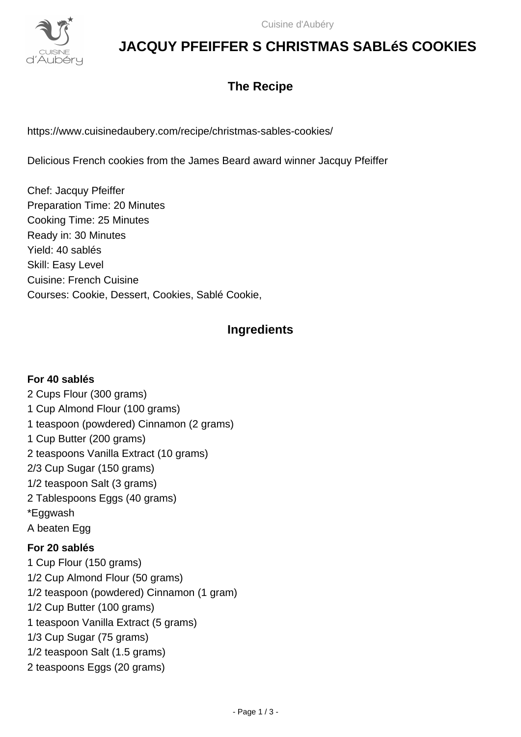# JACQUY PFEIFFER S CHRISTMAS SABLéS COOKIES

## The Recipe

https://www.cuisinedaubery.com/recipe/christmas-sables-cookies/

Delicious French cookies from the James Beard award winner Jacquy Pfeiffer

Chef: Jacquy Pfeiffer
Preparation Time: 20 Minutes
Cooking Time: 25 Minutes
Ready in: 30 Minutes
Yield: 40 sablés
Skill: Easy Level
Cuisine: French Cuisine
Courses: Cookie, Dessert, Cookies, Sablé Cookie,

## Ingredients

**For 40 sablés**

2 Cups Flour (300 grams)
1 Cup Almond Flour (100 grams)
1 teaspoon (powdered) Cinnamon (2 grams)
1 Cup Butter (200 grams)
2 teaspoons Vanilla Extract (10 grams)
2/3 Cup Sugar (150 grams)
1/2 teaspoon Salt (3 grams)
2 Tablespoons Eggs (40 grams)
*Eggwash
A beaten Egg

**For 20 sablés**

1 Cup Flour (150 grams)
1/2 Cup Almond Flour (50 grams)
1/2 teaspoon (powdered) Cinnamon (1 gram)
1/2 Cup Butter (100 grams)
1 teaspoon Vanilla Extract (5 grams)
1/3 Cup Sugar (75 grams)
1/2 teaspoon Salt (1.5 grams)
2 teaspoons Eggs (20 grams)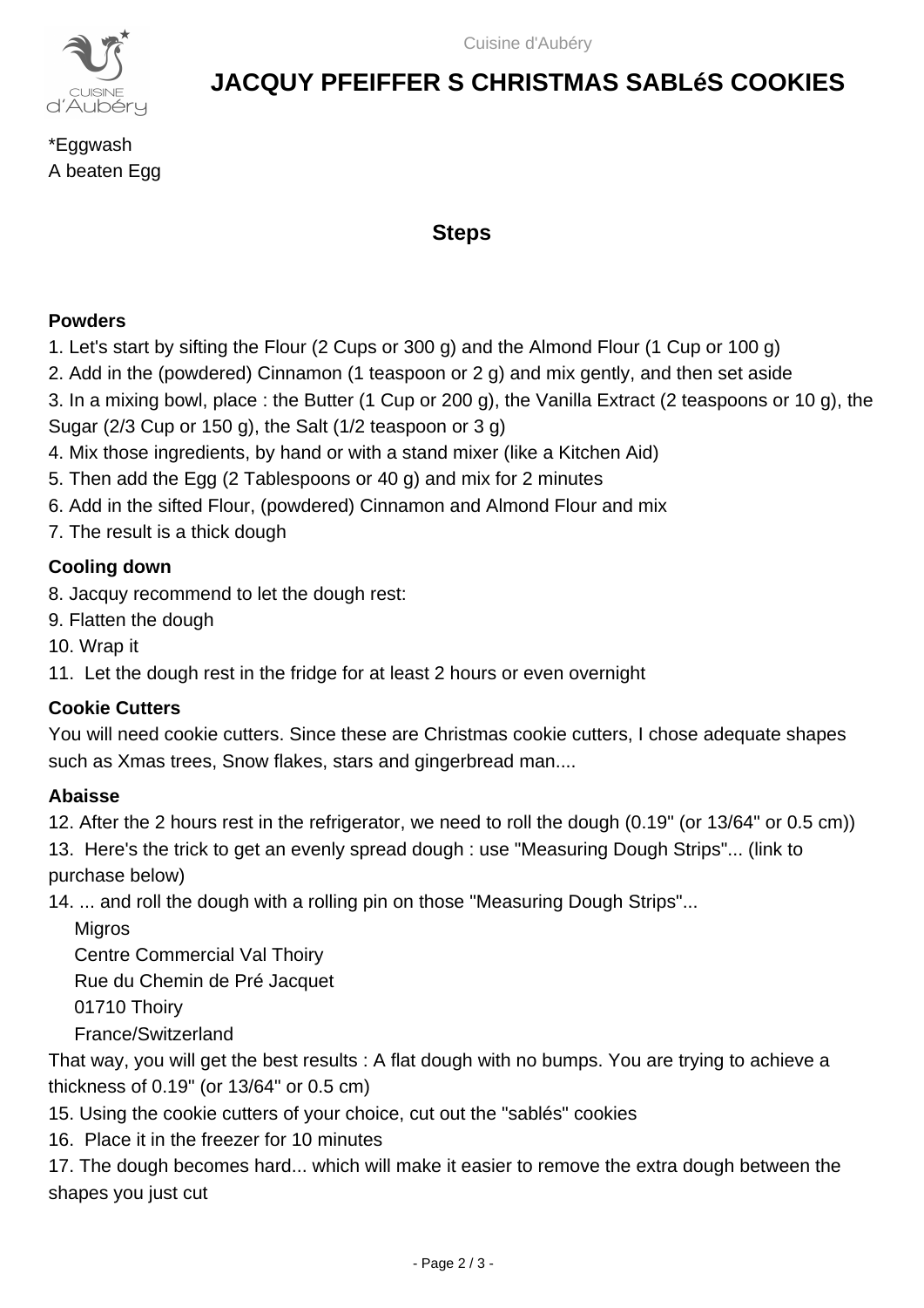# JACQUY PFEIFFER S CHRISTMAS SABLéS COOKIES

*Eggwash
A beaten Egg

## Steps

### Powders

1. Let's start by sifting the Flour (2 Cups or 300 g) and the Almond Flour (1 Cup or 100 g)
2. Add in the (powdered) Cinnamon (1 teaspoon or 2 g) and mix gently, and then set aside
3. In a mixing bowl, place : the Butter (1 Cup or 200 g), the Vanilla Extract (2 teaspoons or 10 g), the Sugar (2/3 Cup or 150 g), the Salt (1/2 teaspoon or 3 g)
4. Mix those ingredients, by hand or with a stand mixer (like a Kitchen Aid)
5. Then add the Egg (2 Tablespoons or 40 g) and mix for 2 minutes
6. Add in the sifted Flour, (powdered) Cinnamon and Almond Flour and mix
7. The result is a thick dough

### Cooling down

8. Jacquy recommend to let the dough rest:
9. Flatten the dough
10. Wrap it
11. Let the dough rest in the fridge for at least 2 hours or even overnight

### Cookie Cutters

You will need cookie cutters. Since these are Christmas cookie cutters, I chose adequate shapes such as Xmas trees, Snow flakes, stars and gingerbread man....

### Abaisse

12. After the 2 hours rest in the refrigerator, we need to roll the dough (0.19" (or 13/64" or 0.5 cm))
13. Here's the trick to get an evenly spread dough : use "Measuring Dough Strips"... (link to purchase below)
14. ... and roll the dough with a rolling pin on those "Measuring Dough Strips"...

    Migros
    Centre Commercial Val Thoiry
    Rue du Chemin de Pré Jacquet
    01710 Thoiry
    France/Switzerland

That way, you will get the best results : A flat dough with no bumps. You are trying to achieve a thickness of 0.19" (or 13/64" or 0.5 cm)

15. Using the cookie cutters of your choice, cut out the "sablés" cookies
16. Place it in the freezer for 10 minutes
17. The dough becomes hard... which will make it easier to remove the extra dough between the shapes you just cut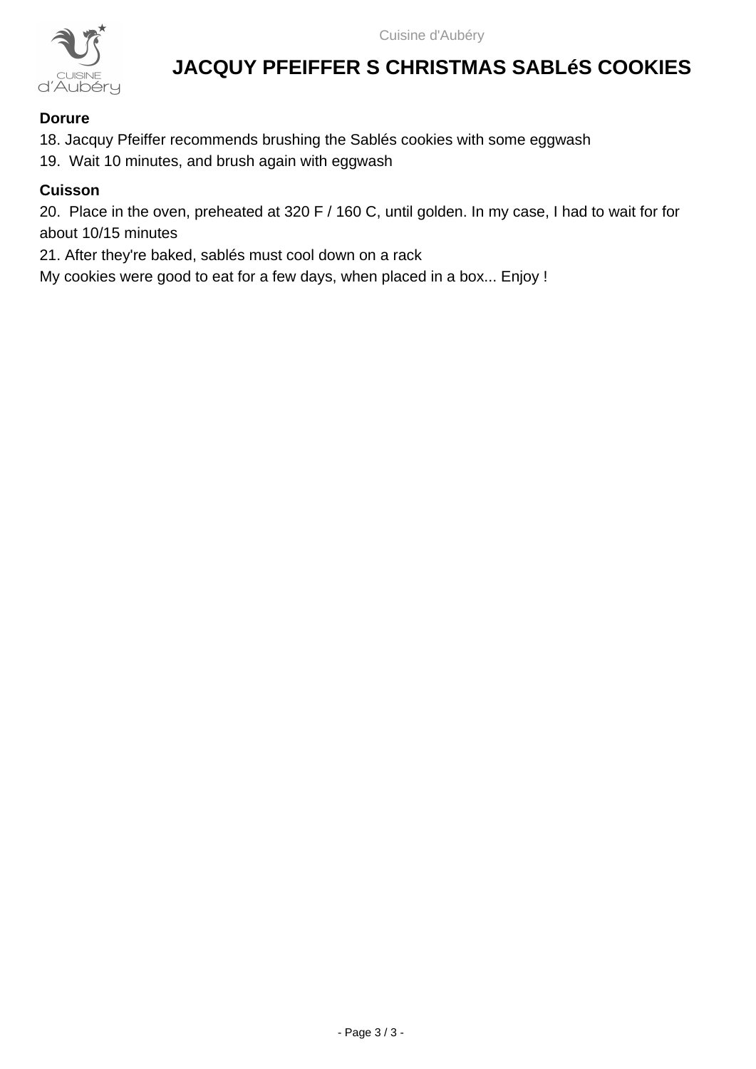**Dorure**

18. Jacquy Pfeiffer recommends brushing the Sablés cookies with some eggwash
19. Wait 10 minutes, and brush again with eggwash

**Cuisson**

20. Place in the oven, preheated at 320 F / 160 C, until golden. In my case, I had to wait for for about 10/15 minutes
21. After they're baked, sablés must cool down on a rack

My cookies were good to eat for a few days, when placed in a box... Enjoy !